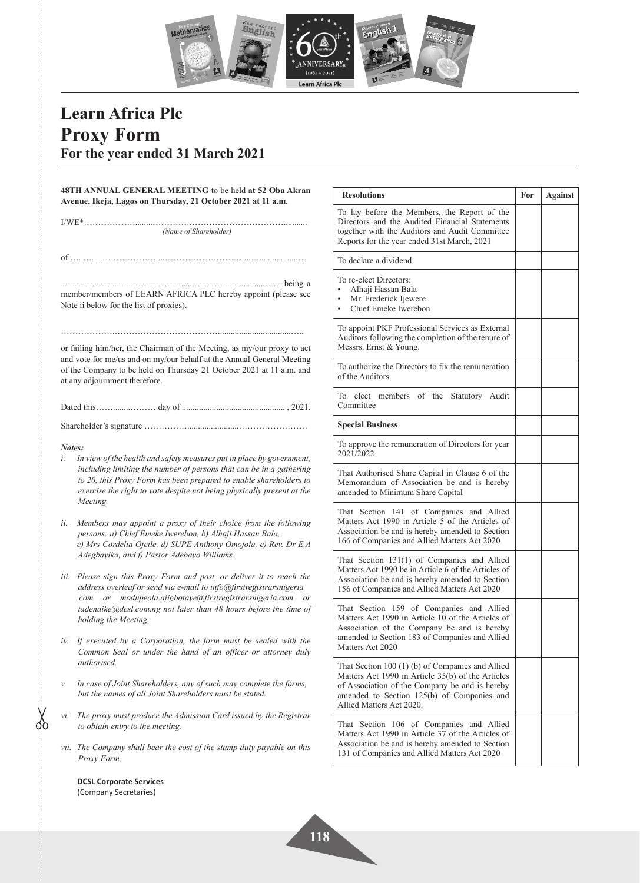# Learn Africa Plc
# Proxy Form
## For the year ended 31 March 2021

**48TH ANNUAL GENERAL MEETING** to be held **at 52 Oba Akran Avenue, Ikeja, Lagos on Thursday, 21 October 2021 at 11 a.m.**

I/WE*……………….........……………………………………………..........
*(Name of Shareholder)*

of …...………..……………....………………………....…...................…

……………………………………........……………....................…being a member/members of LEARN AFRICA PLC hereby appoint (please see Note ii below for the list of proxies).

……………….…………………………….....................................…..

or failing him/her, the Chairman of the Meeting, as my/our proxy to act and vote for me/us and on my/our behalf at the Annual General Meeting of the Company to be held on Thursday 21 October 2021 at 11 a.m. and at any adjournment therefore.

Dated this……........……… day of ................................................ , 2021.

Shareholder's signature …………….........................……………………

***Notes:***

*i. In view of the health and safety measures put in place by government, including limiting the number of persons that can be in a gathering to 20, this Proxy Form has been prepared to enable shareholders to exercise the right to vote despite not being physically present at the Meeting.*

*ii. Members may appoint a proxy of their choice from the following persons: a) Chief Emeke Iwerebon, b) Alhaji Hassan Bala, c) Mrs Cordelia Ojeile, d) SUPE Anthony Omojola, e) Rev. Dr E.A Adegbayika, and f) Pastor Adebayo Williams.*

*iii. Please sign this Proxy Form and post, or deliver it to reach the address overleaf or send via e-mail to info@firstregistrarsnigeria .com or modupeola.ajigbotaye@firstregistrarsnigeria.com or tadenaike@dcsl.com.ng not later than 48 hours before the time of holding the Meeting.*

*iv. If executed by a Corporation, the form must be sealed with the Common Seal or under the hand of an officer or attorney duly authorised.*

*v. In case of Joint Shareholders, any of such may complete the forms, but the names of all Joint Shareholders must be stated.*

*vi. The proxy must produce the Admission Card issued by the Registrar to obtain entry to the meeting.*

*vii. The Company shall bear the cost of the stamp duty payable on this Proxy Form.*

**DCSL Corporate Services**
(Company Secretaries)

| Resolutions | For | Against |
|---|---|---|
| To lay before the Members, the Report of the Directors and the Audited Financial Statements together with the Auditors and Audit Committee Reports for the year ended 31st March, 2021 | | |
| To declare a dividend | | |
| To re-elect Directors: • Alhaji Hassan Bala • Mr. Frederick Ijewere • Chief Emeke Iwerebon | | |
| To appoint PKF Professional Services as External Auditors following the completion of the tenure of Messrs. Ernst & Young. | | |
| To authorize the Directors to fix the remuneration of the Auditors. | | |
| To elect members of the Statutory Audit Committee | | |
| **Special Business** | | |
| To approve the remuneration of Directors for year 2021/2022 | | |
| That Authorised Share Capital in Clause 6 of the Memorandum of Association be and is hereby amended to Minimum Share Capital | | |
| That Section 141 of Companies and Allied Matters Act 1990 in Article 5 of the Articles of Association be and is hereby amended to Section 166 of Companies and Allied Matters Act 2020 | | |
| That Section 131(1) of Companies and Allied Matters Act 1990 be in Article 6 of the Articles of Association be and is hereby amended to Section 156 of Companies and Allied Matters Act 2020 | | |
| That Section 159 of Companies and Allied Matters Act 1990 in Article 10 of the Articles of Association of the Company be and is hereby amended to Section 183 of Companies and Allied Matters Act 2020 | | |
| That Section 100 (1) (b) of Companies and Allied Matters Act 1990 in Article 35(b) of the Articles of Association of the Company be and is hereby amended to Section 125(b) of Companies and Allied Matters Act 2020. | | |
| That Section 106 of Companies and Allied Matters Act 1990 in Article 37 of the Articles of Association be and is hereby amended to Section 131 of Companies and Allied Matters Act 2020 | | |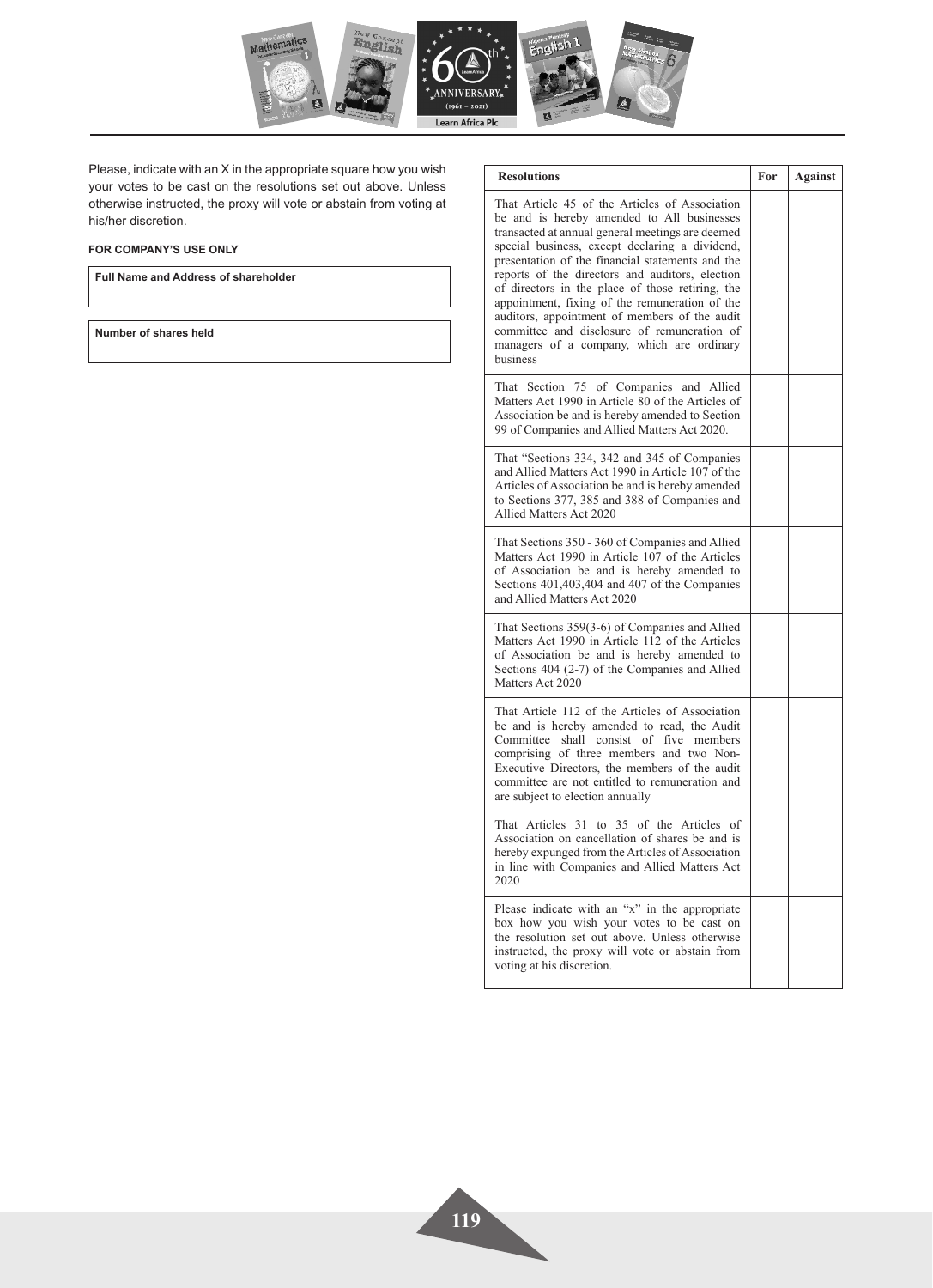Please, indicate with an X in the appropriate square how you wish your votes to be cast on the resolutions set out above. Unless otherwise instructed, the proxy will vote or abstain from voting at his/her discretion.

**FOR COMPANY'S USE ONLY**

| **Full Name and Address of shareholder** |
|---|
| |

| **Number of shares held** |
|---|
| |

| Resolutions | For | Against |
|---|---|---|
| That Article 45 of the Articles of Association be and is hereby amended to All businesses transacted at annual general meetings are deemed special business, except declaring a dividend, presentation of the financial statements and the reports of the directors and auditors, election of directors in the place of those retiring, the appointment, fixing of the remuneration of the auditors, appointment of members of the audit committee and disclosure of remuneration of managers of a company, which are ordinary business | | |
| That Section 75 of Companies and Allied Matters Act 1990 in Article 80 of the Articles of Association be and is hereby amended to Section 99 of Companies and Allied Matters Act 2020. | | |
| That "Sections 334, 342 and 345 of Companies and Allied Matters Act 1990 in Article 107 of the Articles of Association be and is hereby amended to Sections 377, 385 and 388 of Companies and Allied Matters Act 2020 | | |
| That Sections 350 - 360 of Companies and Allied Matters Act 1990 in Article 107 of the Articles of Association be and is hereby amended to Sections 401,403,404 and 407 of the Companies and Allied Matters Act 2020 | | |
| That Sections 359(3-6) of Companies and Allied Matters Act 1990 in Article 112 of the Articles of Association be and is hereby amended to Sections 404 (2-7) of the Companies and Allied Matters Act 2020 | | |
| That Article 112 of the Articles of Association be and is hereby amended to read, the Audit Committee shall consist of five members comprising of three members and two Non-Executive Directors, the members of the audit committee are not entitled to remuneration and are subject to election annually | | |
| That Articles 31 to 35 of the Articles of Association on cancellation of shares be and is hereby expunged from the Articles of Association in line with Companies and Allied Matters Act 2020 | | |
| Please indicate with an "x" in the appropriate box how you wish your votes to be cast on the resolution set out above. Unless otherwise instructed, the proxy will vote or abstain from voting at his discretion. | | |